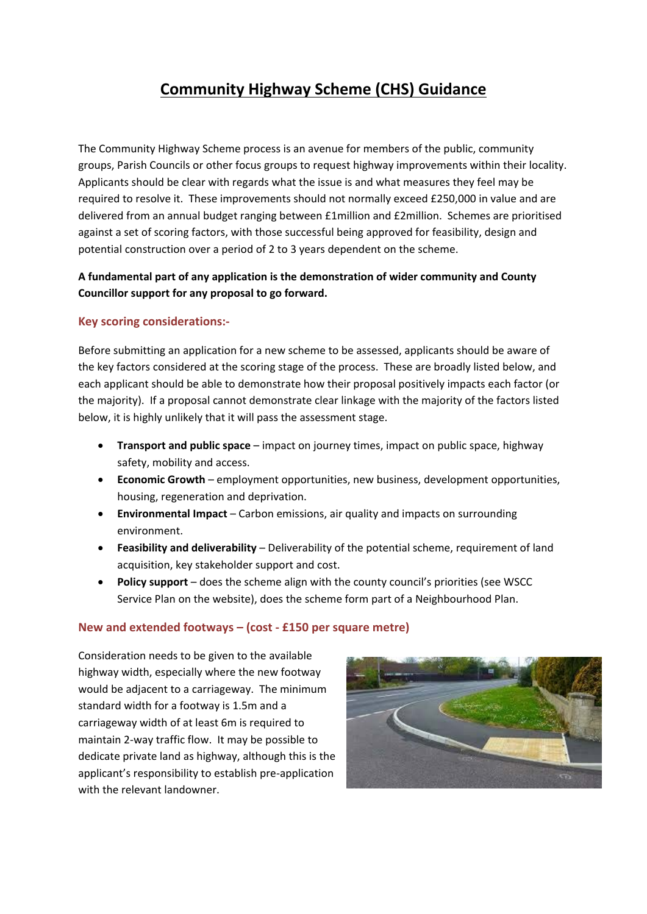# Community Highway Scheme (CHS) Guidance

The Community Highway Scheme process is an avenue for members of the public, community groups, Parish Councils or other focus groups to request highway improvements within their locality. Applicants should be clear with regards what the issue is and what measures they feel may be required to resolve it. These improvements should not normally exceed £250,000 in value and are delivered from an annual budget ranging between £1million and £2million. Schemes are prioritised against a set of scoring factors, with those successful being approved for feasibility, design and potential construction over a period of 2 to 3 years dependent on the scheme.

**A fundamental part of any application is the demonstration of wider community and County Councillor support for any proposal to go forward.**

## Key scoring considerations:-

Before submitting an application for a new scheme to be assessed, applicants should be aware of the key factors considered at the scoring stage of the process. These are broadly listed below, and each applicant should be able to demonstrate how their proposal positively impacts each factor (or the majority). If a proposal cannot demonstrate clear linkage with the majority of the factors listed below, it is highly unlikely that it will pass the assessment stage.

- **Transport and public space** – impact on journey times, impact on public space, highway safety, mobility and access.
- **Economic Growth** – employment opportunities, new business, development opportunities, housing, regeneration and deprivation.
- **Environmental Impact** – Carbon emissions, air quality and impacts on surrounding environment.
- **Feasibility and deliverability** – Deliverability of the potential scheme, requirement of land acquisition, key stakeholder support and cost.
- **Policy support** – does the scheme align with the county council's priorities (see WSCC Service Plan on the website), does the scheme form part of a Neighbourhood Plan.

## New and extended footways – (cost - £150 per square metre)

Consideration needs to be given to the available highway width, especially where the new footway would be adjacent to a carriageway. The minimum standard width for a footway is 1.5m and a carriageway width of at least 6m is required to maintain 2-way traffic flow. It may be possible to dedicate private land as highway, although this is the applicant's responsibility to establish pre-application with the relevant landowner.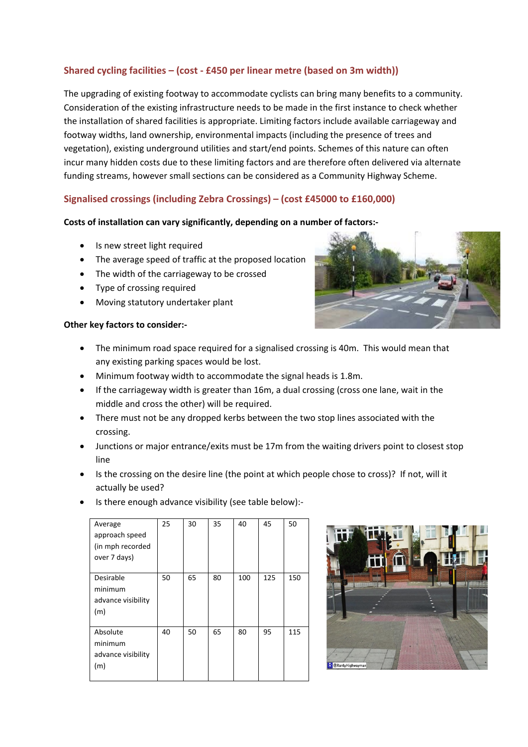## Shared cycling facilities – (cost - £450 per linear metre (based on 3m width))

The upgrading of existing footway to accommodate cyclists can bring many benefits to a community. Consideration of the existing infrastructure needs to be made in the first instance to check whether the installation of shared facilities is appropriate. Limiting factors include available carriageway and footway widths, land ownership, environmental impacts (including the presence of trees and vegetation), existing underground utilities and start/end points. Schemes of this nature can often incur many hidden costs due to these limiting factors and are therefore often delivered via alternate funding streams, however small sections can be considered as a Community Highway Scheme.

## Signalised crossings (including Zebra Crossings) – (cost £45000 to £160,000)

**Costs of installation can vary significantly, depending on a number of factors:-**

- Is new street light required
- The average speed of traffic at the proposed location
- The width of the carriageway to be crossed
- Type of crossing required
- Moving statutory undertaker plant

**Other key factors to consider:-**

- The minimum road space required for a signalised crossing is 40m. This would mean that any existing parking spaces would be lost.
- Minimum footway width to accommodate the signal heads is 1.8m.
- If the carriageway width is greater than 16m, a dual crossing (cross one lane, wait in the middle and cross the other) will be required.
- There must not be any dropped kerbs between the two stop lines associated with the crossing.
- Junctions or major entrance/exits must be 17m from the waiting drivers point to closest stop line
- Is the crossing on the desire line (the point at which people chose to cross)? If not, will it actually be used?
- Is there enough advance visibility (see table below):-

| Average approach speed (in mph recorded over 7 days) | 25 | 30 | 35 | 40 | 45 | 50 |
|---|---|---|---|---|---|---|
| Desirable minimum advance visibility (m) | 50 | 65 | 80 | 100 | 125 | 150 |
| Absolute minimum advance visibility (m) | 40 | 50 | 65 | 80 | 95 | 115 |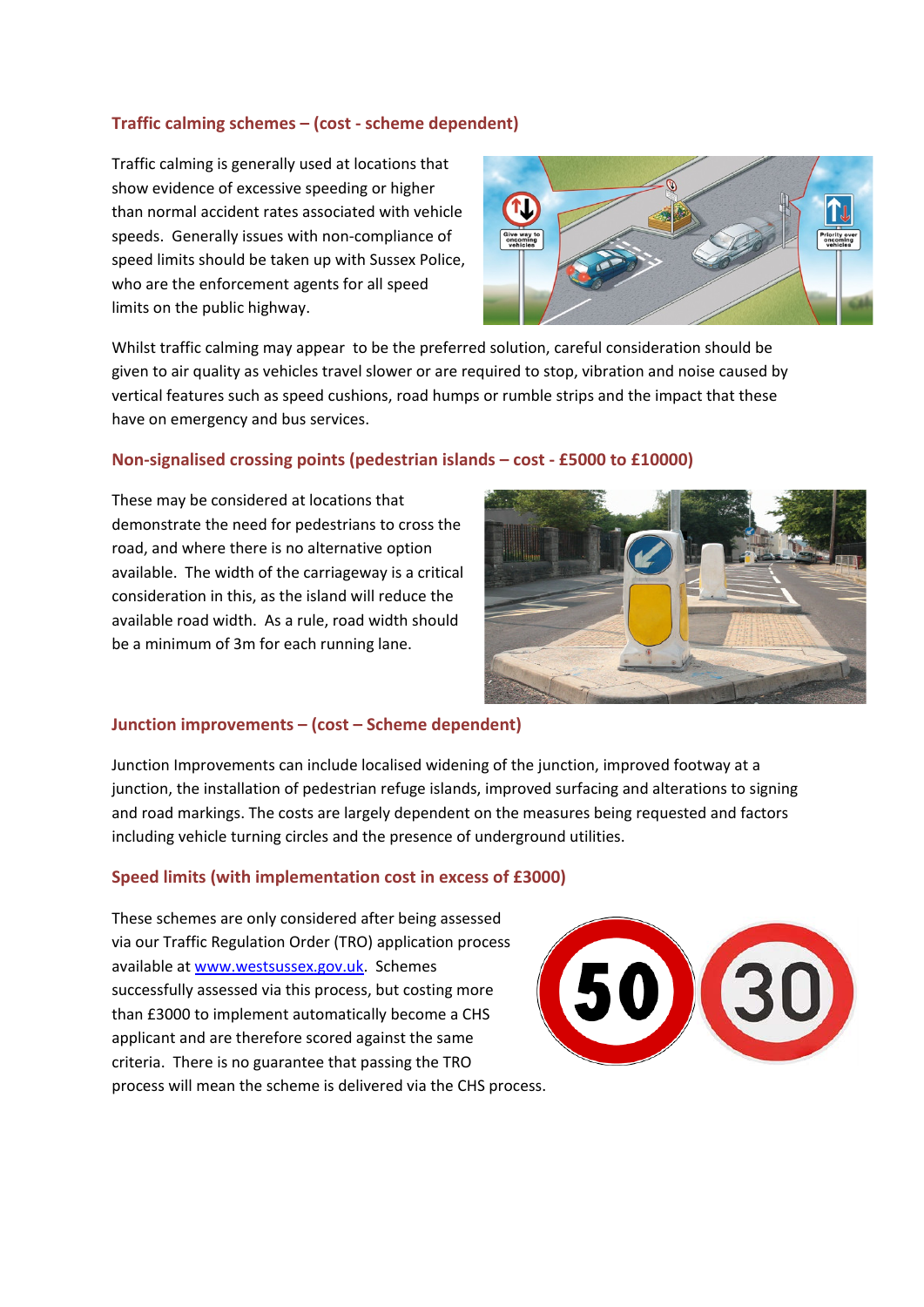## Traffic calming schemes – (cost - scheme dependent)

Traffic calming is generally used at locations that show evidence of excessive speeding or higher than normal accident rates associated with vehicle speeds. Generally issues with non-compliance of speed limits should be taken up with Sussex Police, who are the enforcement agents for all speed limits on the public highway.

Whilst traffic calming may appear to be the preferred solution, careful consideration should be given to air quality as vehicles travel slower or are required to stop, vibration and noise caused by vertical features such as speed cushions, road humps or rumble strips and the impact that these have on emergency and bus services.

## Non-signalised crossing points (pedestrian islands – cost - £5000 to £10000)

These may be considered at locations that demonstrate the need for pedestrians to cross the road, and where there is no alternative option available. The width of the carriageway is a critical consideration in this, as the island will reduce the available road width. As a rule, road width should be a minimum of 3m for each running lane.

## Junction improvements – (cost – Scheme dependent)

Junction Improvements can include localised widening of the junction, improved footway at a junction, the installation of pedestrian refuge islands, improved surfacing and alterations to signing and road markings. The costs are largely dependent on the measures being requested and factors including vehicle turning circles and the presence of underground utilities.

## Speed limits (with implementation cost in excess of £3000)

These schemes are only considered after being assessed via our Traffic Regulation Order (TRO) application process available at [www.westsussex.gov.uk](http://www.westsussex.gov.uk). Schemes successfully assessed via this process, but costing more than £3000 to implement automatically become a CHS applicant and are therefore scored against the same criteria. There is no guarantee that passing the TRO process will mean the scheme is delivered via the CHS process.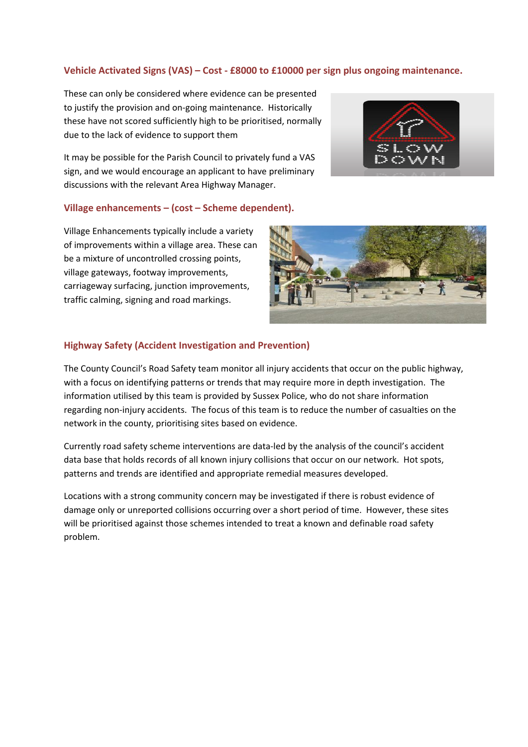### Vehicle Activated Signs (VAS) – Cost - £8000 to £10000 per sign plus ongoing maintenance.

These can only be considered where evidence can be presented to justify the provision and on-going maintenance. Historically these have not scored sufficiently high to be prioritised, normally due to the lack of evidence to support them

It may be possible for the Parish Council to privately fund a VAS sign, and we would encourage an applicant to have preliminary discussions with the relevant Area Highway Manager.

### Village enhancements – (cost – Scheme dependent).

Village Enhancements typically include a variety of improvements within a village area. These can be a mixture of uncontrolled crossing points, village gateways, footway improvements, carriageway surfacing, junction improvements, traffic calming, signing and road markings.

### Highway Safety (Accident Investigation and Prevention)

The County Council's Road Safety team monitor all injury accidents that occur on the public highway, with a focus on identifying patterns or trends that may require more in depth investigation. The information utilised by this team is provided by Sussex Police, who do not share information regarding non-injury accidents. The focus of this team is to reduce the number of casualties on the network in the county, prioritising sites based on evidence.

Currently road safety scheme interventions are data-led by the analysis of the council's accident data base that holds records of all known injury collisions that occur on our network. Hot spots, patterns and trends are identified and appropriate remedial measures developed.

Locations with a strong community concern may be investigated if there is robust evidence of damage only or unreported collisions occurring over a short period of time. However, these sites will be prioritised against those schemes intended to treat a known and definable road safety problem.